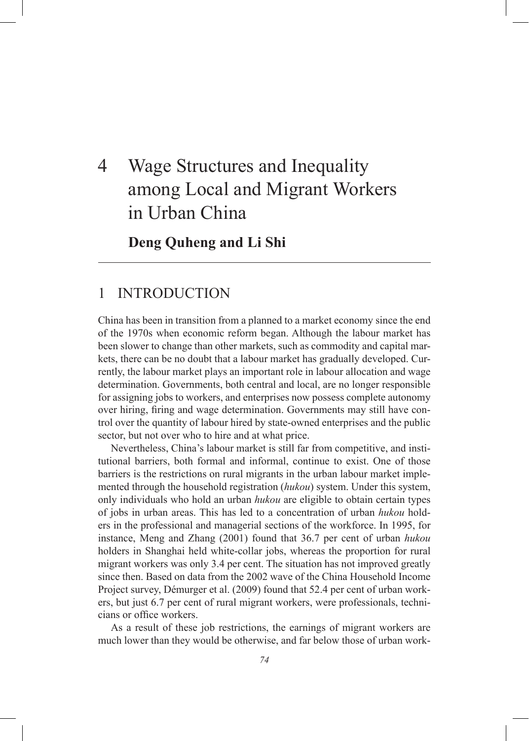# 4 Wage Structures and Inequality among Local and Migrant Workers in Urban China

**Deng Quheng and Li Shi**

## 1 INTRODUCTION

China has been in transition from a planned to a market economy since the end of the 1970s when economic reform began. Although the labour market has been slower to change than other markets, such as commodity and capital markets, there can be no doubt that a labour market has gradually developed. Currently, the labour market plays an important role in labour allocation and wage determination. Governments, both central and local, are no longer responsible for assigning jobs to workers, and enterprises now possess complete autonomy over hiring, firing and wage determination. Governments may still have control over the quantity of labour hired by state-owned enterprises and the public sector, but not over who to hire and at what price.

Nevertheless, China's labour market is still far from competitive, and institutional barriers, both formal and informal, continue to exist. One of those barriers is the restrictions on rural migrants in the urban labour market implemented through the household registration (*hukou*) system. Under this system, only individuals who hold an urban *hukou* are eligible to obtain certain types of jobs in urban areas. This has led to a concentration of urban *hukou* holders in the professional and managerial sections of the workforce. In 1995, for instance, Meng and Zhang (2001) found that 36.7 per cent of urban *hukou* holders in Shanghai held white-collar jobs, whereas the proportion for rural migrant workers was only 3.4 per cent. The situation has not improved greatly since then. Based on data from the 2002 wave of the China Household Income Project survey, Démurger et al. (2009) found that 52.4 per cent of urban workers, but just 6.7 per cent of rural migrant workers, were professionals, technicians or office workers.

As a result of these job restrictions, the earnings of migrant workers are much lower than they would be otherwise, and far below those of urban work-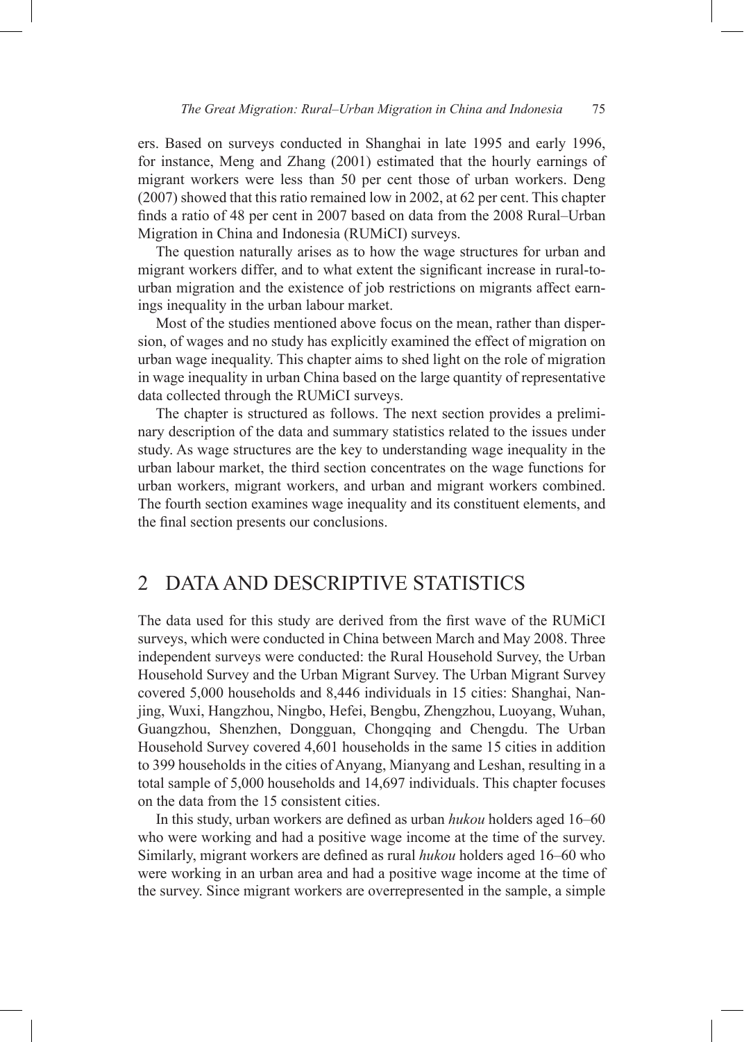ers. Based on surveys conducted in Shanghai in late 1995 and early 1996, for instance, Meng and Zhang (2001) estimated that the hourly earnings of migrant workers were less than 50 per cent those of urban workers. Deng (2007) showed that this ratio remained low in 2002, at 62 per cent. This chapter finds a ratio of 48 per cent in 2007 based on data from the 2008 Rural–Urban Migration in China and Indonesia (RUMiCI) surveys.

The question naturally arises as to how the wage structures for urban and migrant workers differ, and to what extent the significant increase in rural-to-urban migration and the existence of job restrictions on migrants affect earnings inequality in the urban labour market.

Most of the studies mentioned above focus on the mean, rather than dispersion, of wages and no study has explicitly examined the effect of migration on urban wage inequality. This chapter aims to shed light on the role of migration in wage inequality in urban China based on the large quantity of representative data collected through the RUMiCI surveys.

The chapter is structured as follows. The next section provides a preliminary description of the data and summary statistics related to the issues under study. As wage structures are the key to understanding wage inequality in the urban labour market, the third section concentrates on the wage functions for urban workers, migrant workers, and urban and migrant workers combined. The fourth section examines wage inequality and its constituent elements, and the final section presents our conclusions.

## 2 DATA AND DESCRIPTIVE STATISTICS

The data used for this study are derived from the first wave of the RUMiCI surveys, which were conducted in China between March and May 2008. Three independent surveys were conducted: the Rural Household Survey, the Urban Household Survey and the Urban Migrant Survey. The Urban Migrant Survey covered 5,000 households and 8,446 individuals in 15 cities: Shanghai, Nanjing, Wuxi, Hangzhou, Ningbo, Hefei, Bengbu, Zhengzhou, Luoyang, Wuhan, Guangzhou, Shenzhen, Dongguan, Chongqing and Chengdu. The Urban Household Survey covered 4,601 households in the same 15 cities in addition to 399 households in the cities of Anyang, Mianyang and Leshan, resulting in a total sample of 5,000 households and 14,697 individuals. This chapter focuses on the data from the 15 consistent cities.

In this study, urban workers are defined as urban *hukou* holders aged 16–60 who were working and had a positive wage income at the time of the survey. Similarly, migrant workers are defined as rural *hukou* holders aged 16–60 who were working in an urban area and had a positive wage income at the time of the survey. Since migrant workers are overrepresented in the sample, a simple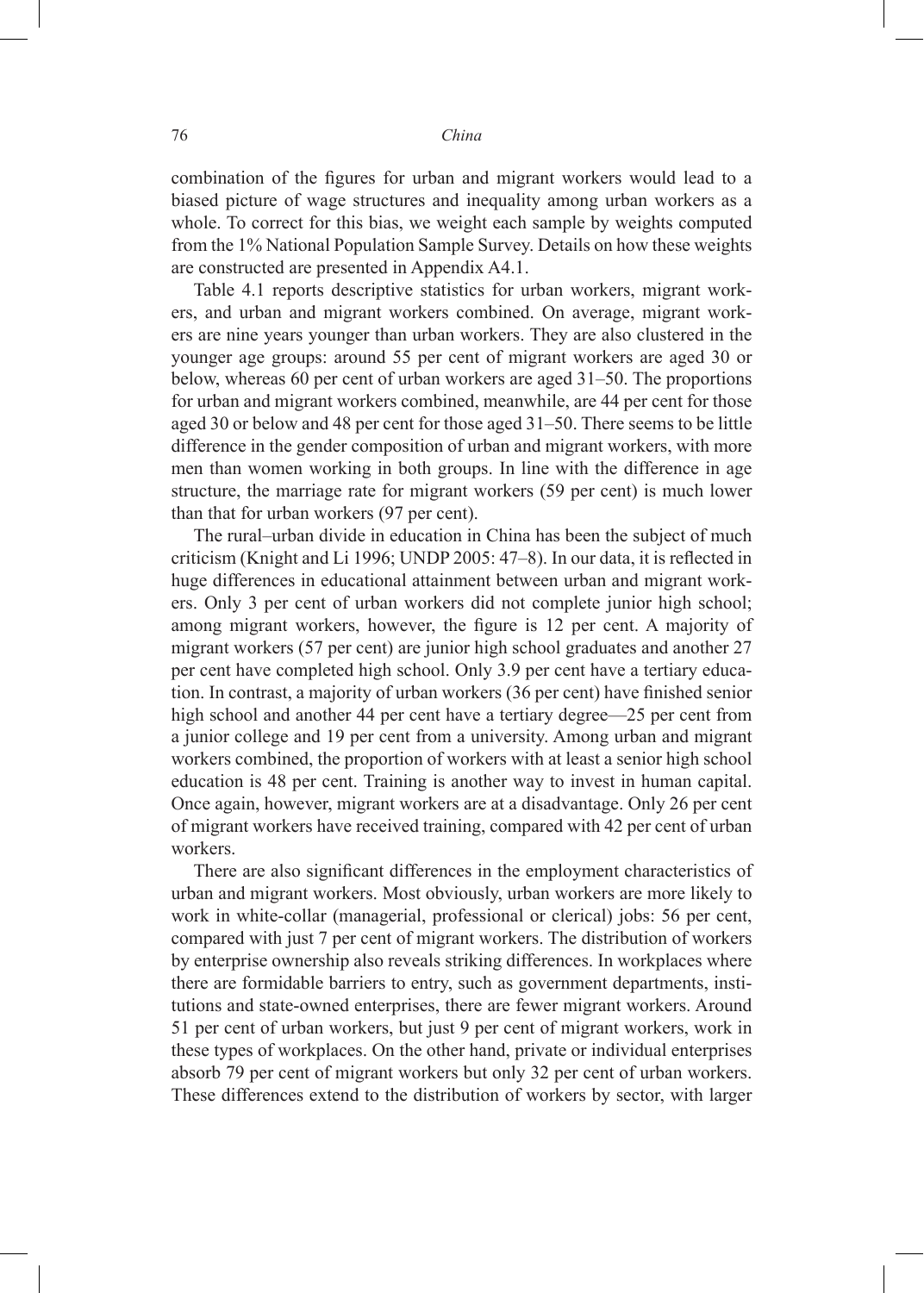combination of the figures for urban and migrant workers would lead to a biased picture of wage structures and inequality among urban workers as a whole. To correct for this bias, we weight each sample by weights computed from the 1% National Population Sample Survey. Details on how these weights are constructed are presented in Appendix A4.1.

Table 4.1 reports descriptive statistics for urban workers, migrant workers, and urban and migrant workers combined. On average, migrant workers are nine years younger than urban workers. They are also clustered in the younger age groups: around 55 per cent of migrant workers are aged 30 or below, whereas 60 per cent of urban workers are aged 31–50. The proportions for urban and migrant workers combined, meanwhile, are 44 per cent for those aged 30 or below and 48 per cent for those aged 31–50. There seems to be little difference in the gender composition of urban and migrant workers, with more men than women working in both groups. In line with the difference in age structure, the marriage rate for migrant workers (59 per cent) is much lower than that for urban workers (97 per cent).

The rural–urban divide in education in China has been the subject of much criticism (Knight and Li 1996; UNDP 2005: 47–8). In our data, it is reflected in huge differences in educational attainment between urban and migrant workers. Only 3 per cent of urban workers did not complete junior high school; among migrant workers, however, the figure is 12 per cent. A majority of migrant workers (57 per cent) are junior high school graduates and another 27 per cent have completed high school. Only 3.9 per cent have a tertiary education. In contrast, a majority of urban workers (36 per cent) have finished senior high school and another 44 per cent have a tertiary degree—25 per cent from a junior college and 19 per cent from a university. Among urban and migrant workers combined, the proportion of workers with at least a senior high school education is 48 per cent. Training is another way to invest in human capital. Once again, however, migrant workers are at a disadvantage. Only 26 per cent of migrant workers have received training, compared with 42 per cent of urban workers.

There are also significant differences in the employment characteristics of urban and migrant workers. Most obviously, urban workers are more likely to work in white-collar (managerial, professional or clerical) jobs: 56 per cent, compared with just 7 per cent of migrant workers. The distribution of workers by enterprise ownership also reveals striking differences. In workplaces where there are formidable barriers to entry, such as government departments, institutions and state-owned enterprises, there are fewer migrant workers. Around 51 per cent of urban workers, but just 9 per cent of migrant workers, work in these types of workplaces. On the other hand, private or individual enterprises absorb 79 per cent of migrant workers but only 32 per cent of urban workers. These differences extend to the distribution of workers by sector, with larger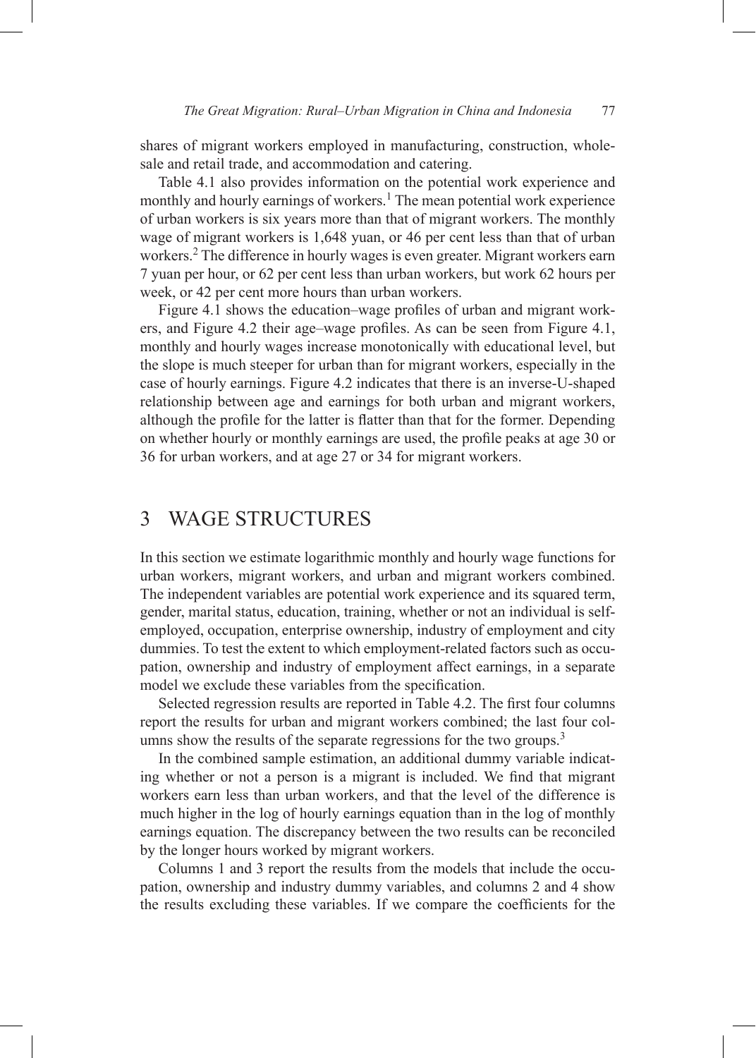shares of migrant workers employed in manufacturing, construction, wholesale and retail trade, and accommodation and catering.

Table 4.1 also provides information on the potential work experience and monthly and hourly earnings of workers.[1] The mean potential work experience of urban workers is six years more than that of migrant workers. The monthly wage of migrant workers is 1,648 yuan, or 46 per cent less than that of urban workers.[2] The difference in hourly wages is even greater. Migrant workers earn 7 yuan per hour, or 62 per cent less than urban workers, but work 62 hours per week, or 42 per cent more hours than urban workers.

Figure 4.1 shows the education–wage profiles of urban and migrant workers, and Figure 4.2 their age–wage profiles. As can be seen from Figure 4.1, monthly and hourly wages increase monotonically with educational level, but the slope is much steeper for urban than for migrant workers, especially in the case of hourly earnings. Figure 4.2 indicates that there is an inverse-U-shaped relationship between age and earnings for both urban and migrant workers, although the profile for the latter is flatter than that for the former. Depending on whether hourly or monthly earnings are used, the profile peaks at age 30 or 36 for urban workers, and at age 27 or 34 for migrant workers.

## 3 WAGE STRUCTURES

In this section we estimate logarithmic monthly and hourly wage functions for urban workers, migrant workers, and urban and migrant workers combined. The independent variables are potential work experience and its squared term, gender, marital status, education, training, whether or not an individual is self-employed, occupation, enterprise ownership, industry of employment and city dummies. To test the extent to which employment-related factors such as occupation, ownership and industry of employment affect earnings, in a separate model we exclude these variables from the specification.

Selected regression results are reported in Table 4.2. The first four columns report the results for urban and migrant workers combined; the last four columns show the results of the separate regressions for the two groups.[3]

In the combined sample estimation, an additional dummy variable indicating whether or not a person is a migrant is included. We find that migrant workers earn less than urban workers, and that the level of the difference is much higher in the log of hourly earnings equation than in the log of monthly earnings equation. The discrepancy between the two results can be reconciled by the longer hours worked by migrant workers.

Columns 1 and 3 report the results from the models that include the occupation, ownership and industry dummy variables, and columns 2 and 4 show the results excluding these variables. If we compare the coefficients for the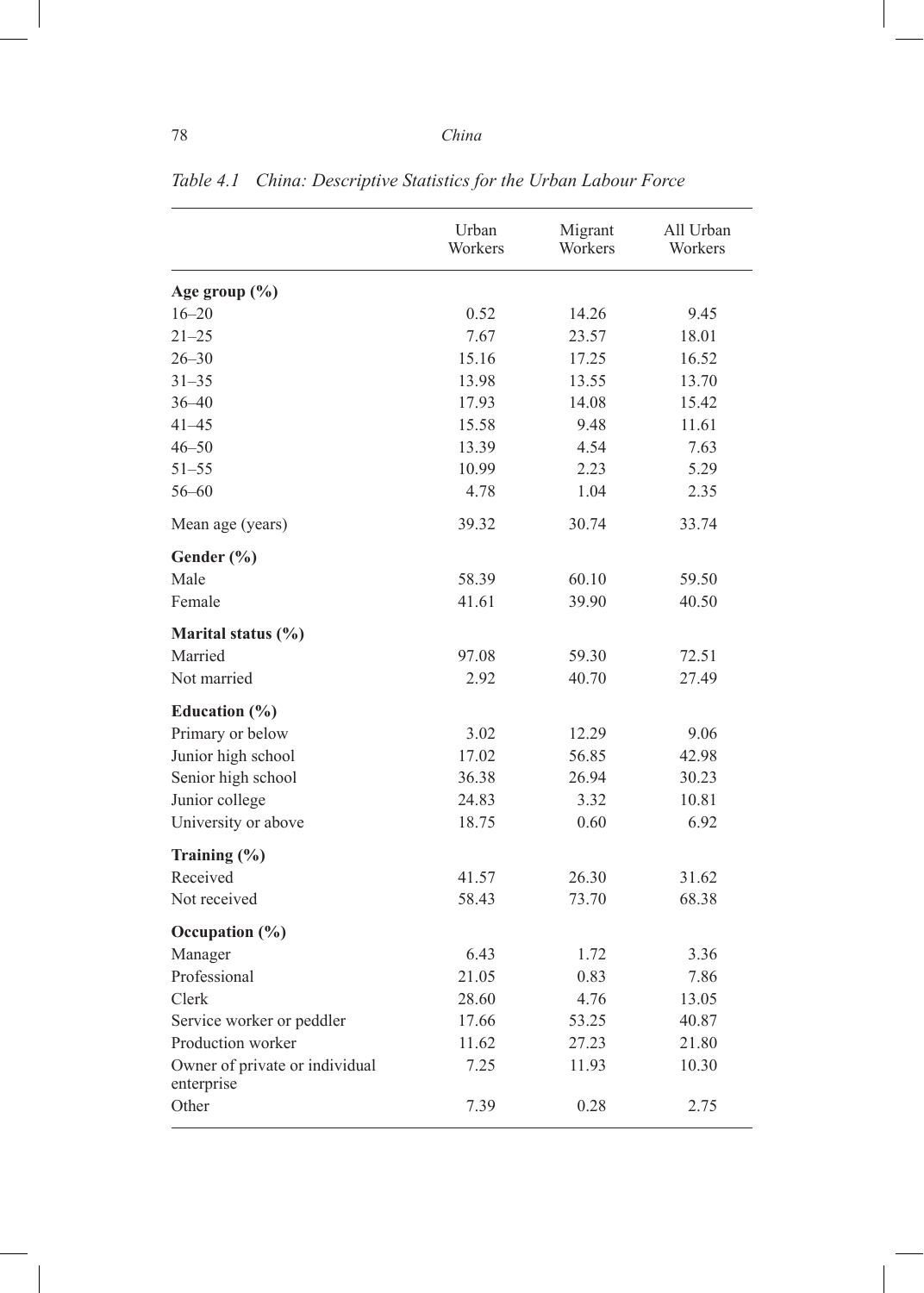*Table 4.1 China: Descriptive Statistics for the Urban Labour Force*

| | Urban Workers | Migrant Workers | All Urban Workers |
|---|---|---|---|
| **Age group (%)** | | | |
| 16–20 | 0.52 | 14.26 | 9.45 |
| 21–25 | 7.67 | 23.57 | 18.01 |
| 26–30 | 15.16 | 17.25 | 16.52 |
| 31–35 | 13.98 | 13.55 | 13.70 |
| 36–40 | 17.93 | 14.08 | 15.42 |
| 41–45 | 15.58 | 9.48 | 11.61 |
| 46–50 | 13.39 | 4.54 | 7.63 |
| 51–55 | 10.99 | 2.23 | 5.29 |
| 56–60 | 4.78 | 1.04 | 2.35 |
| Mean age (years) | 39.32 | 30.74 | 33.74 |
| **Gender (%)** | | | |
| Male | 58.39 | 60.10 | 59.50 |
| Female | 41.61 | 39.90 | 40.50 |
| **Marital status (%)** | | | |
| Married | 97.08 | 59.30 | 72.51 |
| Not married | 2.92 | 40.70 | 27.49 |
| **Education (%)** | | | |
| Primary or below | 3.02 | 12.29 | 9.06 |
| Junior high school | 17.02 | 56.85 | 42.98 |
| Senior high school | 36.38 | 26.94 | 30.23 |
| Junior college | 24.83 | 3.32 | 10.81 |
| University or above | 18.75 | 0.60 | 6.92 |
| **Training (%)** | | | |
| Received | 41.57 | 26.30 | 31.62 |
| Not received | 58.43 | 73.70 | 68.38 |
| **Occupation (%)** | | | |
| Manager | 6.43 | 1.72 | 3.36 |
| Professional | 21.05 | 0.83 | 7.86 |
| Clerk | 28.60 | 4.76 | 13.05 |
| Service worker or peddler | 17.66 | 53.25 | 40.87 |
| Production worker | 11.62 | 27.23 | 21.80 |
| Owner of private or individual enterprise | 7.25 | 11.93 | 10.30 |
| Other | 7.39 | 0.28 | 2.75 |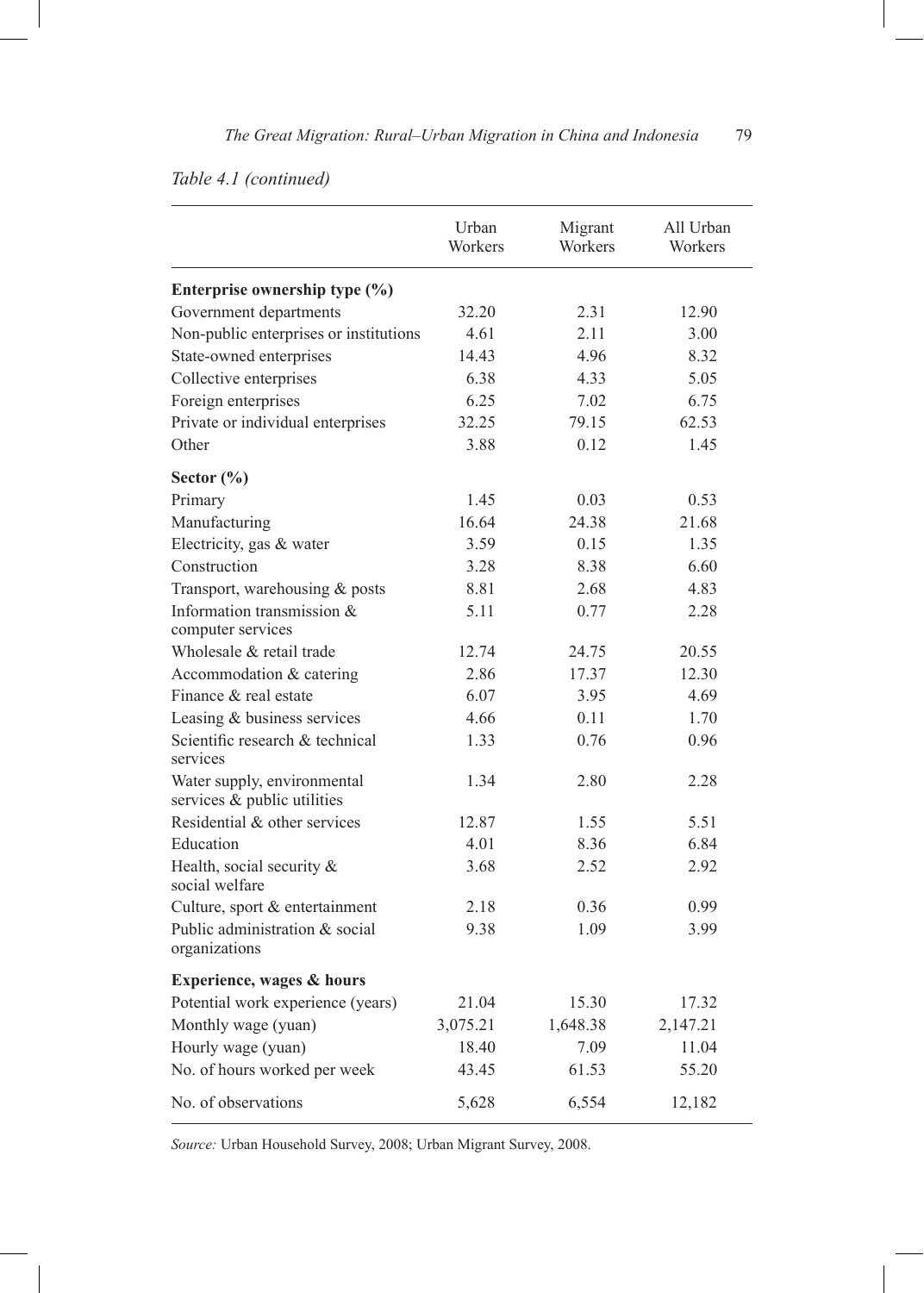*Table 4.1 (continued)*

| | Urban Workers | Migrant Workers | All Urban Workers |
|---|---|---|---|
| **Enterprise ownership type (%)** | | | |
| Government departments | 32.20 | 2.31 | 12.90 |
| Non-public enterprises or institutions | 4.61 | 2.11 | 3.00 |
| State-owned enterprises | 14.43 | 4.96 | 8.32 |
| Collective enterprises | 6.38 | 4.33 | 5.05 |
| Foreign enterprises | 6.25 | 7.02 | 6.75 |
| Private or individual enterprises | 32.25 | 79.15 | 62.53 |
| Other | 3.88 | 0.12 | 1.45 |
| **Sector (%)** | | | |
| Primary | 1.45 | 0.03 | 0.53 |
| Manufacturing | 16.64 | 24.38 | 21.68 |
| Electricity, gas & water | 3.59 | 0.15 | 1.35 |
| Construction | 3.28 | 8.38 | 6.60 |
| Transport, warehousing & posts | 8.81 | 2.68 | 4.83 |
| Information transmission & computer services | 5.11 | 0.77 | 2.28 |
| Wholesale & retail trade | 12.74 | 24.75 | 20.55 |
| Accommodation & catering | 2.86 | 17.37 | 12.30 |
| Finance & real estate | 6.07 | 3.95 | 4.69 |
| Leasing & business services | 4.66 | 0.11 | 1.70 |
| Scientific research & technical services | 1.33 | 0.76 | 0.96 |
| Water supply, environmental services & public utilities | 1.34 | 2.80 | 2.28 |
| Residential & other services | 12.87 | 1.55 | 5.51 |
| Education | 4.01 | 8.36 | 6.84 |
| Health, social security & social welfare | 3.68 | 2.52 | 2.92 |
| Culture, sport & entertainment | 2.18 | 0.36 | 0.99 |
| Public administration & social organizations | 9.38 | 1.09 | 3.99 |
| **Experience, wages & hours** | | | |
| Potential work experience (years) | 21.04 | 15.30 | 17.32 |
| Monthly wage (yuan) | 3,075.21 | 1,648.38 | 2,147.21 |
| Hourly wage (yuan) | 18.40 | 7.09 | 11.04 |
| No. of hours worked per week | 43.45 | 61.53 | 55.20 |
| No. of observations | 5,628 | 6,554 | 12,182 |

*Source:* Urban Household Survey, 2008; Urban Migrant Survey, 2008.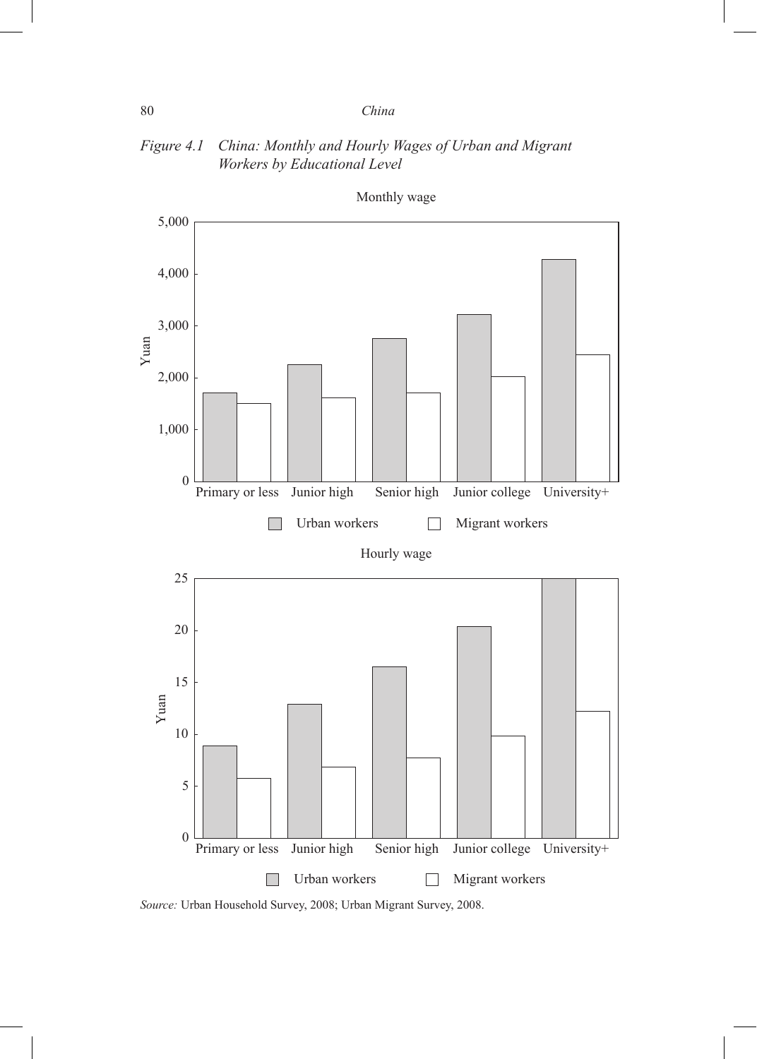*Figure 4.1 China: Monthly and Hourly Wages of Urban and Migrant Workers by Educational Level*

Monthly wage

Hourly wage

*Source:* Urban Household Survey, 2008; Urban Migrant Survey, 2008.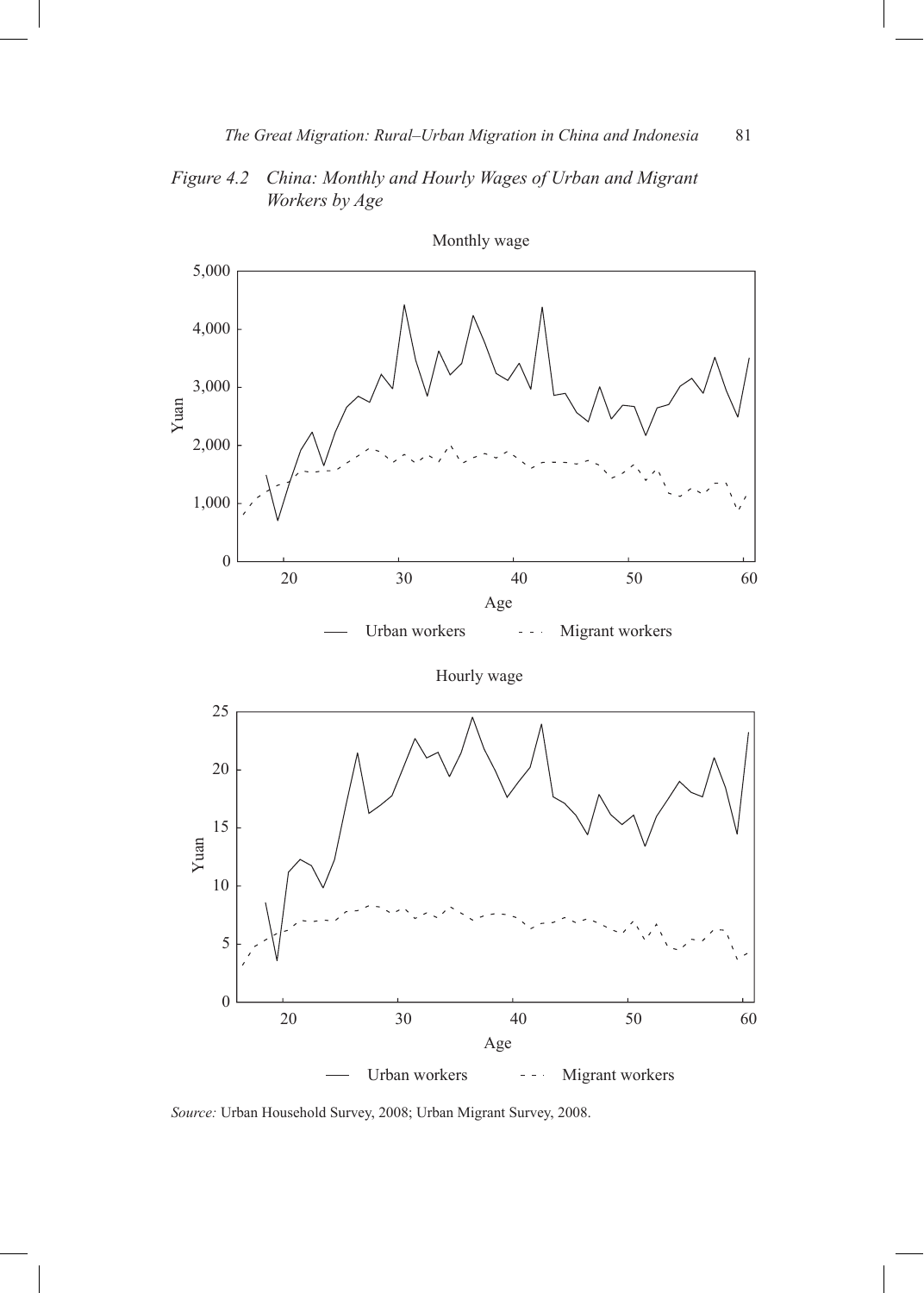*Figure 4.2 China: Monthly and Hourly Wages of Urban and Migrant Workers by Age*

*Source:* Urban Household Survey, 2008; Urban Migrant Survey, 2008.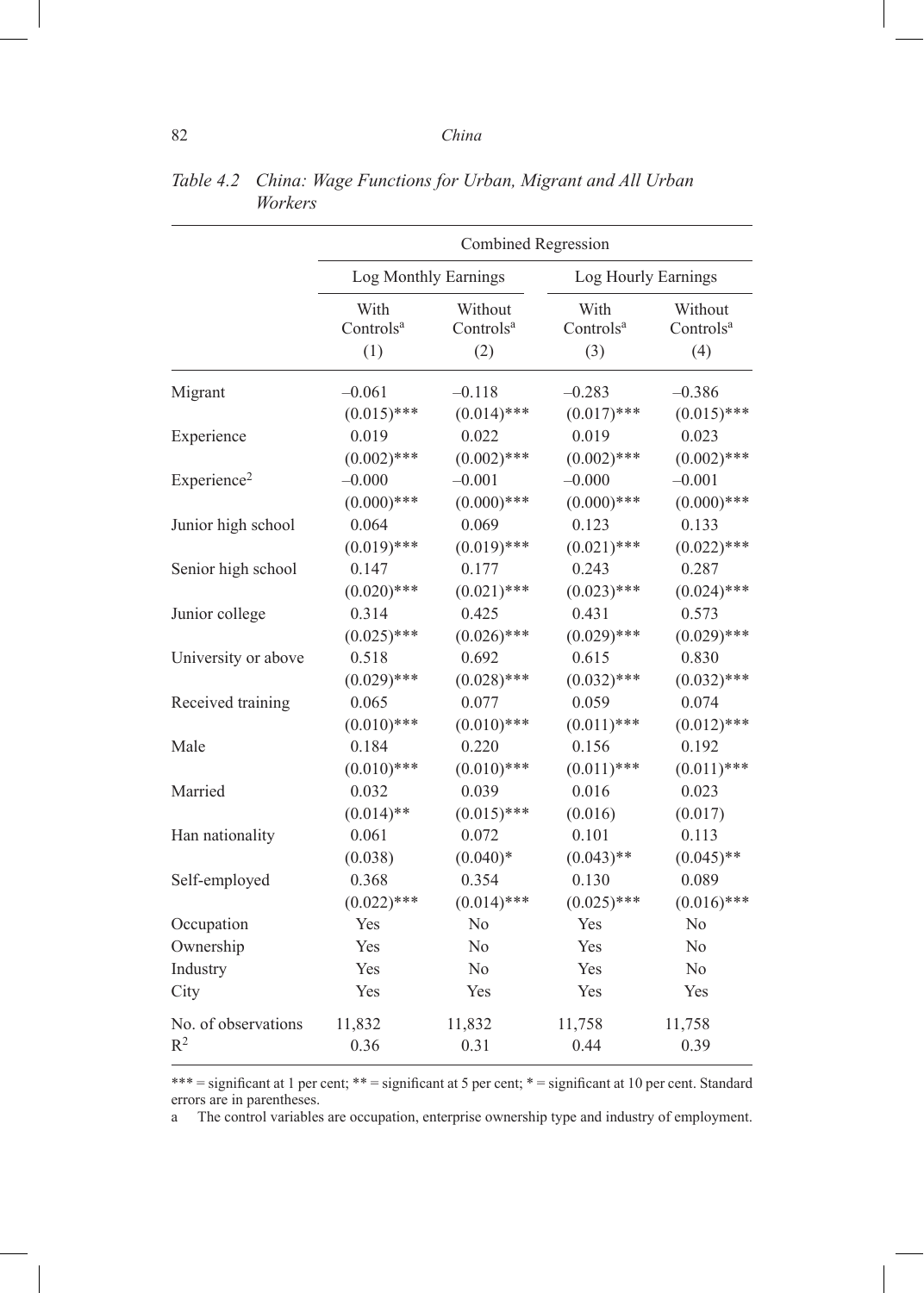*Table 4.2 China: Wage Functions for Urban, Migrant and All Urban Workers*

| | Combined Regression | | | |
|---|---|---|---|---|
| | Log Monthly Earnings | | Log Hourly Earnings | |
| | With Controls[a] (1) | Without Controls[a] (2) | With Controls[a] (3) | Without Controls[a] (4) |
| Migrant | –0.061 | –0.118 | –0.283 | –0.386 |
| | (0.015)*** | (0.014)*** | (0.017)*** | (0.015)*** |
| Experience | 0.019 | 0.022 | 0.019 | 0.023 |
| | (0.002)*** | (0.002)*** | (0.002)*** | (0.002)*** |
| Experience$^2$ | –0.000 | –0.001 | –0.000 | –0.001 |
| | (0.000)*** | (0.000)*** | (0.000)*** | (0.000)*** |
| Junior high school | 0.064 | 0.069 | 0.123 | 0.133 |
| | (0.019)*** | (0.019)*** | (0.021)*** | (0.022)*** |
| Senior high school | 0.147 | 0.177 | 0.243 | 0.287 |
| | (0.020)*** | (0.021)*** | (0.023)*** | (0.024)*** |
| Junior college | 0.314 | 0.425 | 0.431 | 0.573 |
| | (0.025)*** | (0.026)*** | (0.029)*** | (0.029)*** |
| University or above | 0.518 | 0.692 | 0.615 | 0.830 |
| | (0.029)*** | (0.028)*** | (0.032)*** | (0.032)*** |
| Received training | 0.065 | 0.077 | 0.059 | 0.074 |
| | (0.010)*** | (0.010)*** | (0.011)*** | (0.012)*** |
| Male | 0.184 | 0.220 | 0.156 | 0.192 |
| | (0.010)*** | (0.010)*** | (0.011)*** | (0.011)*** |
| Married | 0.032 | 0.039 | 0.016 | 0.023 |
| | (0.014)** | (0.015)*** | (0.016) | (0.017) |
| Han nationality | 0.061 | 0.072 | 0.101 | 0.113 |
| | (0.038) | (0.040)* | (0.043)** | (0.045)** |
| Self-employed | 0.368 | 0.354 | 0.130 | 0.089 |
| | (0.022)*** | (0.014)*** | (0.025)*** | (0.016)*** |
| Occupation | Yes | No | Yes | No |
| Ownership | Yes | No | Yes | No |
| Industry | Yes | No | Yes | No |
| City | Yes | Yes | Yes | Yes |
| No. of observations | 11,832 | 11,832 | 11,758 | 11,758 |
| $R^2$ | 0.36 | 0.31 | 0.44 | 0.39 |

*** = significant at 1 per cent; ** = significant at 5 per cent; * = significant at 10 per cent. Standard errors are in parentheses.

a The control variables are occupation, enterprise ownership type and industry of employment.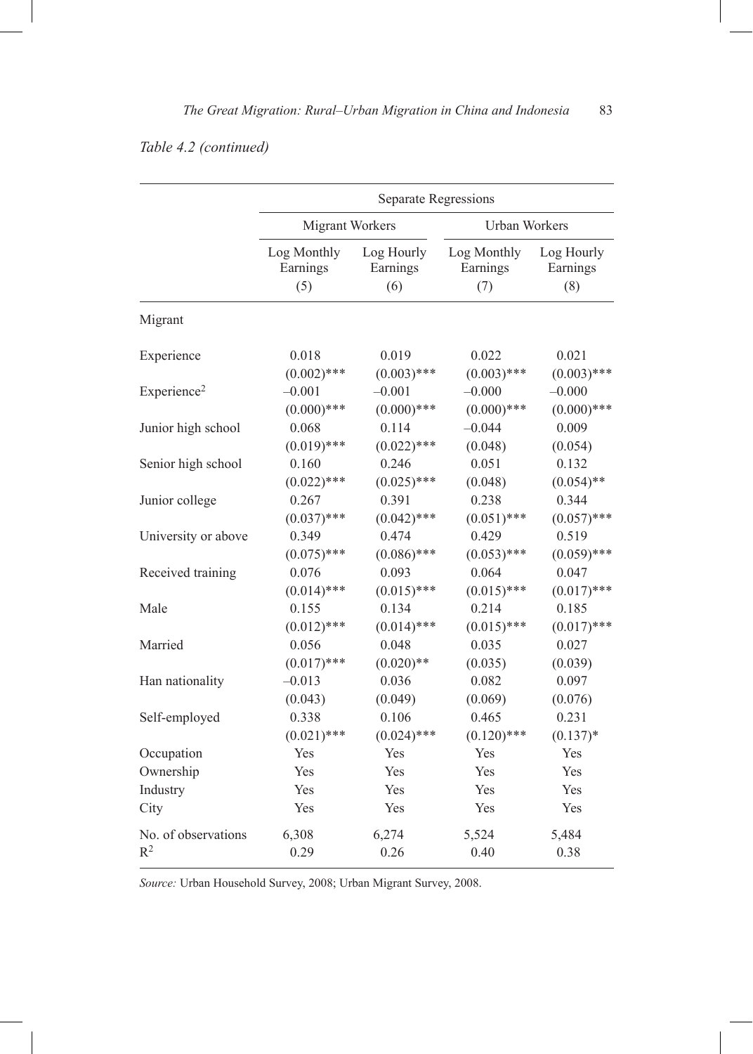*Table 4.2 (continued)*

| | Separate Regressions | | | |
|---|---|---|---|---|
| | Migrant Workers | | Urban Workers | |
| | Log Monthly Earnings (5) | Log Hourly Earnings (6) | Log Monthly Earnings (7) | Log Hourly Earnings (8) |
| Migrant | | | | |
| Experience | 0.018 | 0.019 | 0.022 | 0.021 |
| | (0.002)*** | (0.003)*** | (0.003)*** | (0.003)*** |
| Experience$^2$ | –0.001 | –0.001 | –0.000 | –0.000 |
| | (0.000)*** | (0.000)*** | (0.000)*** | (0.000)*** |
| Junior high school | 0.068 | 0.114 | –0.044 | 0.009 |
| | (0.019)*** | (0.022)*** | (0.048) | (0.054) |
| Senior high school | 0.160 | 0.246 | 0.051 | 0.132 |
| | (0.022)*** | (0.025)*** | (0.048) | (0.054)** |
| Junior college | 0.267 | 0.391 | 0.238 | 0.344 |
| | (0.037)*** | (0.042)*** | (0.051)*** | (0.057)*** |
| University or above | 0.349 | 0.474 | 0.429 | 0.519 |
| | (0.075)*** | (0.086)*** | (0.053)*** | (0.059)*** |
| Received training | 0.076 | 0.093 | 0.064 | 0.047 |
| | (0.014)*** | (0.015)*** | (0.015)*** | (0.017)*** |
| Male | 0.155 | 0.134 | 0.214 | 0.185 |
| | (0.012)*** | (0.014)*** | (0.015)*** | (0.017)*** |
| Married | 0.056 | 0.048 | 0.035 | 0.027 |
| | (0.017)*** | (0.020)** | (0.035) | (0.039) |
| Han nationality | –0.013 | 0.036 | 0.082 | 0.097 |
| | (0.043) | (0.049) | (0.069) | (0.076) |
| Self-employed | 0.338 | 0.106 | 0.465 | 0.231 |
| | (0.021)*** | (0.024)*** | (0.120)*** | (0.137)* |
| Occupation | Yes | Yes | Yes | Yes |
| Ownership | Yes | Yes | Yes | Yes |
| Industry | Yes | Yes | Yes | Yes |
| City | Yes | Yes | Yes | Yes |
| No. of observations | 6,308 | 6,274 | 5,524 | 5,484 |
| $R^2$ | 0.29 | 0.26 | 0.40 | 0.38 |

*Source:* Urban Household Survey, 2008; Urban Migrant Survey, 2008.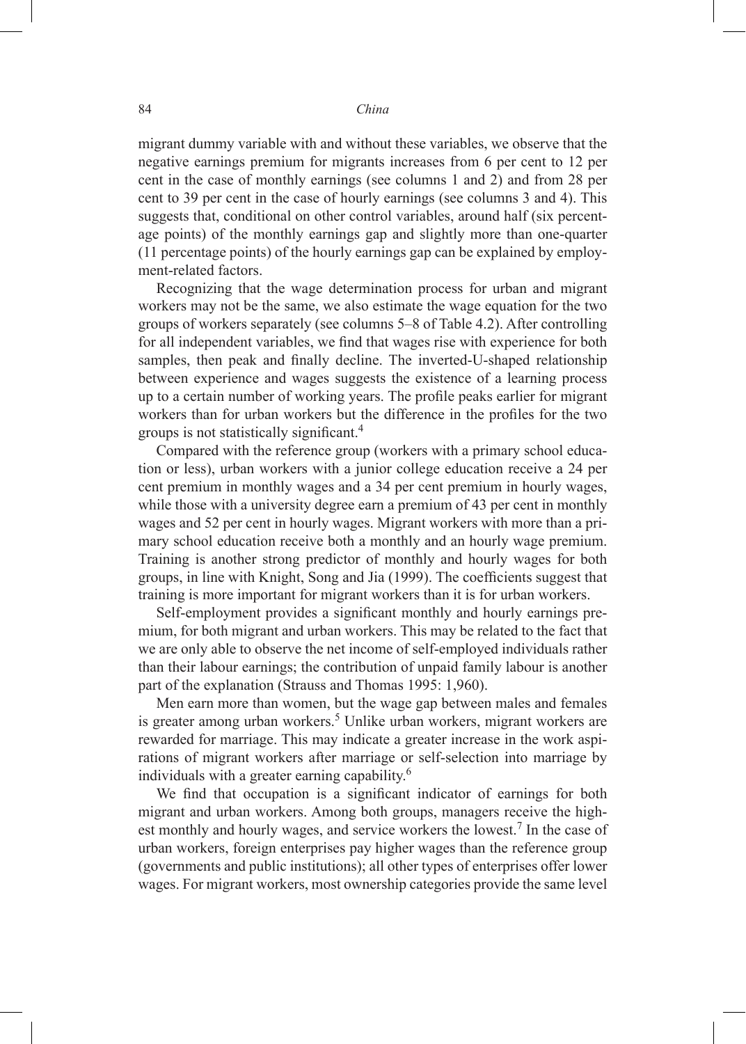migrant dummy variable with and without these variables, we observe that the negative earnings premium for migrants increases from 6 per cent to 12 per cent in the case of monthly earnings (see columns 1 and 2) and from 28 per cent to 39 per cent in the case of hourly earnings (see columns 3 and 4). This suggests that, conditional on other control variables, around half (six percentage points) of the monthly earnings gap and slightly more than one-quarter (11 percentage points) of the hourly earnings gap can be explained by employment-related factors.

Recognizing that the wage determination process for urban and migrant workers may not be the same, we also estimate the wage equation for the two groups of workers separately (see columns 5–8 of Table 4.2). After controlling for all independent variables, we find that wages rise with experience for both samples, then peak and finally decline. The inverted-U-shaped relationship between experience and wages suggests the existence of a learning process up to a certain number of working years. The profile peaks earlier for migrant workers than for urban workers but the difference in the profiles for the two groups is not statistically significant.[4]

Compared with the reference group (workers with a primary school education or less), urban workers with a junior college education receive a 24 per cent premium in monthly wages and a 34 per cent premium in hourly wages, while those with a university degree earn a premium of 43 per cent in monthly wages and 52 per cent in hourly wages. Migrant workers with more than a primary school education receive both a monthly and an hourly wage premium. Training is another strong predictor of monthly and hourly wages for both groups, in line with Knight, Song and Jia (1999). The coefficients suggest that training is more important for migrant workers than it is for urban workers.

Self-employment provides a significant monthly and hourly earnings premium, for both migrant and urban workers. This may be related to the fact that we are only able to observe the net income of self-employed individuals rather than their labour earnings; the contribution of unpaid family labour is another part of the explanation (Strauss and Thomas 1995: 1,960).

Men earn more than women, but the wage gap between males and females is greater among urban workers.[5] Unlike urban workers, migrant workers are rewarded for marriage. This may indicate a greater increase in the work aspirations of migrant workers after marriage or self-selection into marriage by individuals with a greater earning capability.[6]

We find that occupation is a significant indicator of earnings for both migrant and urban workers. Among both groups, managers receive the highest monthly and hourly wages, and service workers the lowest.[7] In the case of urban workers, foreign enterprises pay higher wages than the reference group (governments and public institutions); all other types of enterprises offer lower wages. For migrant workers, most ownership categories provide the same level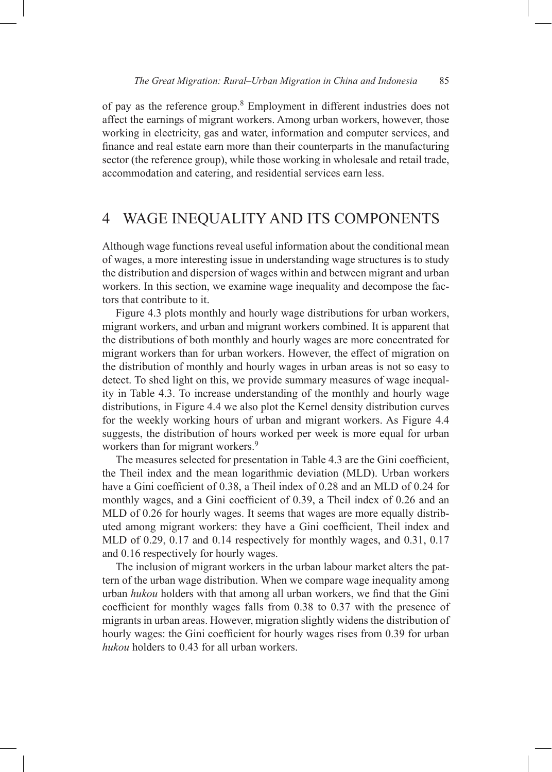of pay as the reference group.[8] Employment in different industries does not affect the earnings of migrant workers. Among urban workers, however, those working in electricity, gas and water, information and computer services, and finance and real estate earn more than their counterparts in the manufacturing sector (the reference group), while those working in wholesale and retail trade, accommodation and catering, and residential services earn less.

## 4 WAGE INEQUALITY AND ITS COMPONENTS

Although wage functions reveal useful information about the conditional mean of wages, a more interesting issue in understanding wage structures is to study the distribution and dispersion of wages within and between migrant and urban workers. In this section, we examine wage inequality and decompose the factors that contribute to it.

Figure 4.3 plots monthly and hourly wage distributions for urban workers, migrant workers, and urban and migrant workers combined. It is apparent that the distributions of both monthly and hourly wages are more concentrated for migrant workers than for urban workers. However, the effect of migration on the distribution of monthly and hourly wages in urban areas is not so easy to detect. To shed light on this, we provide summary measures of wage inequality in Table 4.3. To increase understanding of the monthly and hourly wage distributions, in Figure 4.4 we also plot the Kernel density distribution curves for the weekly working hours of urban and migrant workers. As Figure 4.4 suggests, the distribution of hours worked per week is more equal for urban workers than for migrant workers.[9]

The measures selected for presentation in Table 4.3 are the Gini coefficient, the Theil index and the mean logarithmic deviation (MLD). Urban workers have a Gini coefficient of 0.38, a Theil index of 0.28 and an MLD of 0.24 for monthly wages, and a Gini coefficient of 0.39, a Theil index of 0.26 and an MLD of 0.26 for hourly wages. It seems that wages are more equally distributed among migrant workers: they have a Gini coefficient, Theil index and MLD of 0.29, 0.17 and 0.14 respectively for monthly wages, and 0.31, 0.17 and 0.16 respectively for hourly wages.

The inclusion of migrant workers in the urban labour market alters the pattern of the urban wage distribution. When we compare wage inequality among urban *hukou* holders with that among all urban workers, we find that the Gini coefficient for monthly wages falls from 0.38 to 0.37 with the presence of migrants in urban areas. However, migration slightly widens the distribution of hourly wages: the Gini coefficient for hourly wages rises from 0.39 for urban *hukou* holders to 0.43 for all urban workers.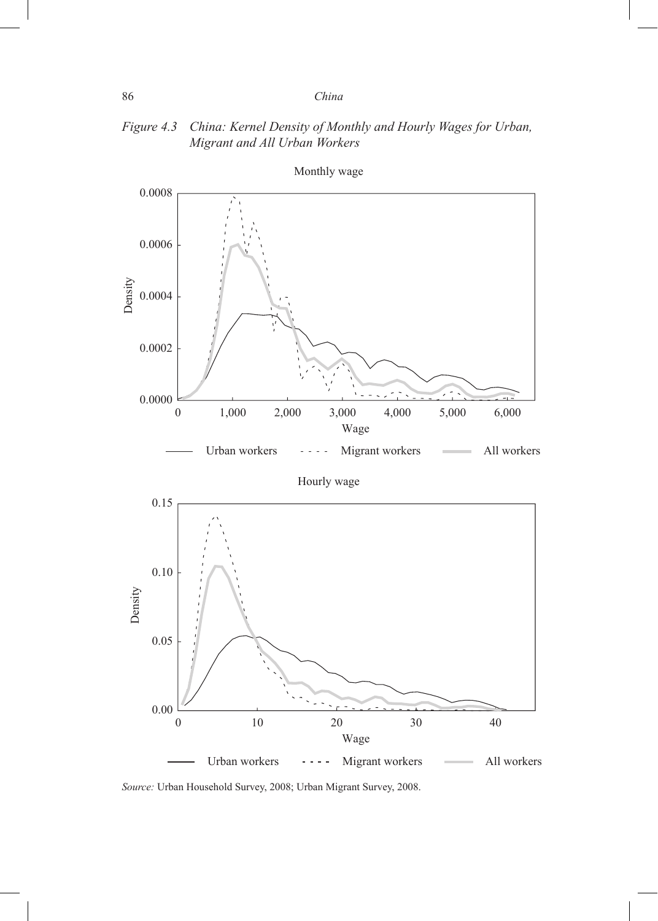*Figure 4.3 China: Kernel Density of Monthly and Hourly Wages for Urban, Migrant and All Urban Workers*

Monthly wage

Urban workers - - - - Migrant workers All workers

Hourly wage

Urban workers - - - - Migrant workers All workers

*Source:* Urban Household Survey, 2008; Urban Migrant Survey, 2008.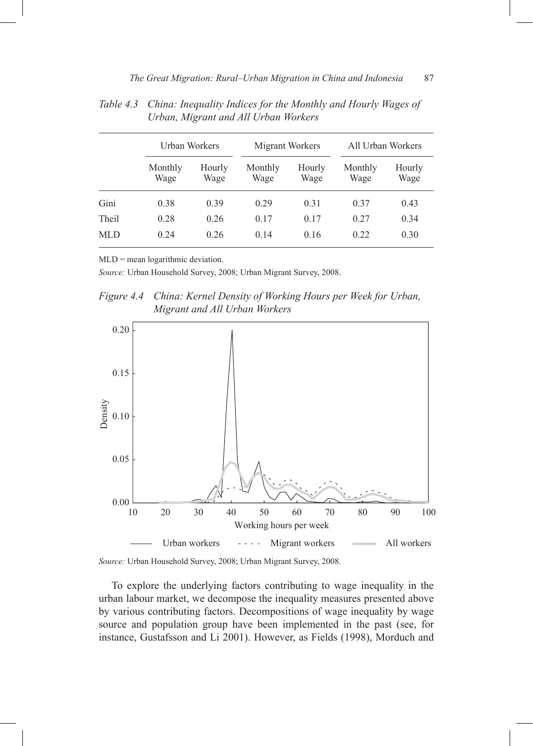*Table 4.3 China: Inequality Indices for the Monthly and Hourly Wages of Urban, Migrant and All Urban Workers*

| | Urban Workers | | Migrant Workers | | All Urban Workers | |
|---|---|---|---|---|---|---|
| | Monthly Wage | Hourly Wage | Monthly Wage | Hourly Wage | Monthly Wage | Hourly Wage |
| Gini | 0.38 | 0.39 | 0.29 | 0.31 | 0.37 | 0.43 |
| Theil | 0.28 | 0.26 | 0.17 | 0.17 | 0.27 | 0.34 |
| MLD | 0.24 | 0.26 | 0.14 | 0.16 | 0.22 | 0.30 |

MLD = mean logarithmic deviation.

*Source:* Urban Household Survey, 2008; Urban Migrant Survey, 2008.

*Figure 4.4 China: Kernel Density of Working Hours per Week for Urban, Migrant and All Urban Workers*

*Source:* Urban Household Survey, 2008; Urban Migrant Survey, 2008.

To explore the underlying factors contributing to wage inequality in the urban labour market, we decompose the inequality measures presented above by various contributing factors. Decompositions of wage inequality by wage source and population group have been implemented in the past (see, for instance, Gustafsson and Li 2001). However, as Fields (1998), Morduch and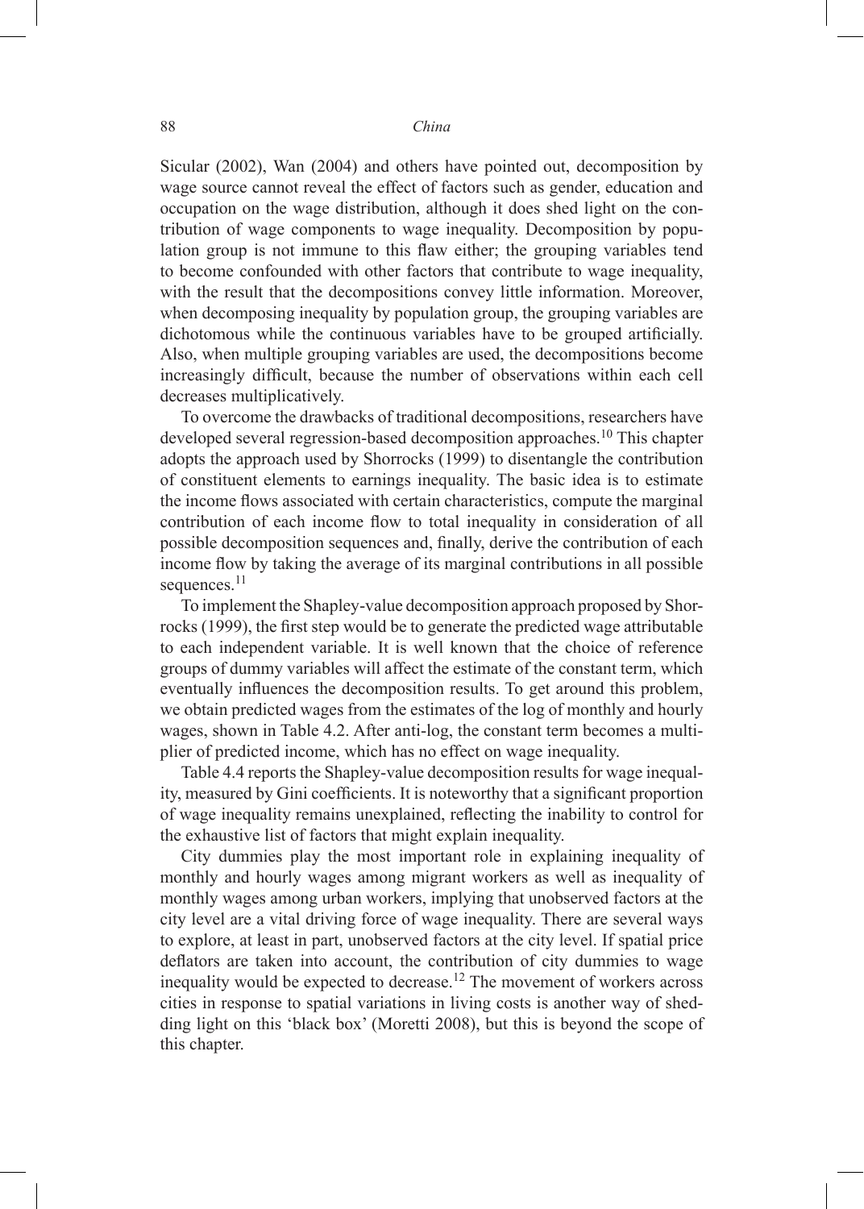Sicular (2002), Wan (2004) and others have pointed out, decomposition by wage source cannot reveal the effect of factors such as gender, education and occupation on the wage distribution, although it does shed light on the contribution of wage components to wage inequality. Decomposition by population group is not immune to this flaw either; the grouping variables tend to become confounded with other factors that contribute to wage inequality, with the result that the decompositions convey little information. Moreover, when decomposing inequality by population group, the grouping variables are dichotomous while the continuous variables have to be grouped artificially. Also, when multiple grouping variables are used, the decompositions become increasingly difficult, because the number of observations within each cell decreases multiplicatively.

To overcome the drawbacks of traditional decompositions, researchers have developed several regression-based decomposition approaches.[10] This chapter adopts the approach used by Shorrocks (1999) to disentangle the contribution of constituent elements to earnings inequality. The basic idea is to estimate the income flows associated with certain characteristics, compute the marginal contribution of each income flow to total inequality in consideration of all possible decomposition sequences and, finally, derive the contribution of each income flow by taking the average of its marginal contributions in all possible sequences.[11]

To implement the Shapley-value decomposition approach proposed by Shorrocks (1999), the first step would be to generate the predicted wage attributable to each independent variable. It is well known that the choice of reference groups of dummy variables will affect the estimate of the constant term, which eventually influences the decomposition results. To get around this problem, we obtain predicted wages from the estimates of the log of monthly and hourly wages, shown in Table 4.2. After anti-log, the constant term becomes a multiplier of predicted income, which has no effect on wage inequality.

Table 4.4 reports the Shapley-value decomposition results for wage inequality, measured by Gini coefficients. It is noteworthy that a significant proportion of wage inequality remains unexplained, reflecting the inability to control for the exhaustive list of factors that might explain inequality.

City dummies play the most important role in explaining inequality of monthly and hourly wages among migrant workers as well as inequality of monthly wages among urban workers, implying that unobserved factors at the city level are a vital driving force of wage inequality. There are several ways to explore, at least in part, unobserved factors at the city level. If spatial price deflators are taken into account, the contribution of city dummies to wage inequality would be expected to decrease.[12] The movement of workers across cities in response to spatial variations in living costs is another way of shedding light on this 'black box' (Moretti 2008), but this is beyond the scope of this chapter.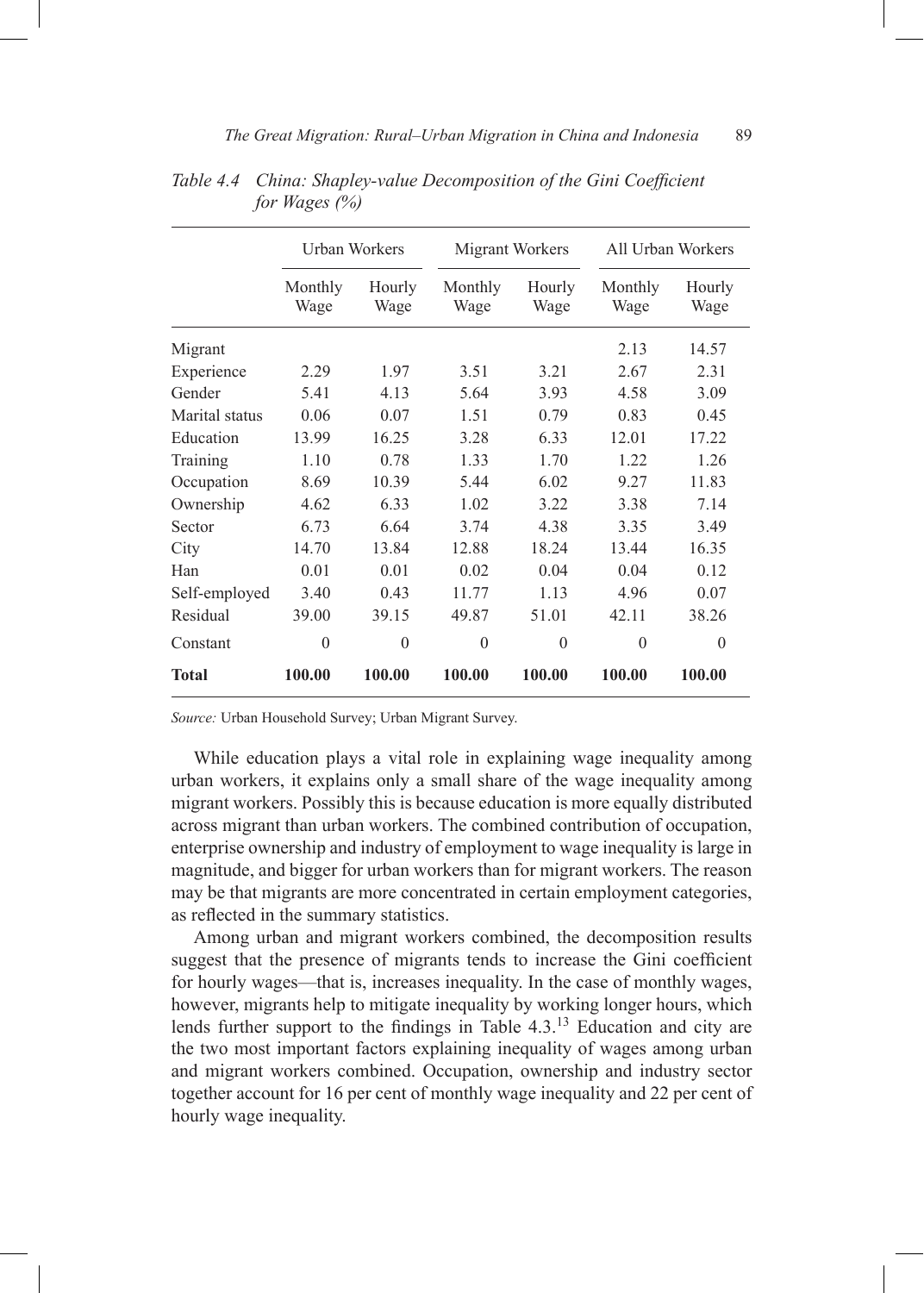*Table 4.4 China: Shapley-value Decomposition of the Gini Coefficient for Wages (%)*

| | Urban Workers | | Migrant Workers | | All Urban Workers | |
|---|---|---|---|---|---|---|
| | Monthly Wage | Hourly Wage | Monthly Wage | Hourly Wage | Monthly Wage | Hourly Wage |
| Migrant | | | | | 2.13 | 14.57 |
| Experience | 2.29 | 1.97 | 3.51 | 3.21 | 2.67 | 2.31 |
| Gender | 5.41 | 4.13 | 5.64 | 3.93 | 4.58 | 3.09 |
| Marital status | 0.06 | 0.07 | 1.51 | 0.79 | 0.83 | 0.45 |
| Education | 13.99 | 16.25 | 3.28 | 6.33 | 12.01 | 17.22 |
| Training | 1.10 | 0.78 | 1.33 | 1.70 | 1.22 | 1.26 |
| Occupation | 8.69 | 10.39 | 5.44 | 6.02 | 9.27 | 11.83 |
| Ownership | 4.62 | 6.33 | 1.02 | 3.22 | 3.38 | 7.14 |
| Sector | 6.73 | 6.64 | 3.74 | 4.38 | 3.35 | 3.49 |
| City | 14.70 | 13.84 | 12.88 | 18.24 | 13.44 | 16.35 |
| Han | 0.01 | 0.01 | 0.02 | 0.04 | 0.04 | 0.12 |
| Self-employed | 3.40 | 0.43 | 11.77 | 1.13 | 4.96 | 0.07 |
| Residual | 39.00 | 39.15 | 49.87 | 51.01 | 42.11 | 38.26 |
| Constant | 0 | 0 | 0 | 0 | 0 | 0 |
| **Total** | **100.00** | **100.00** | **100.00** | **100.00** | **100.00** | **100.00** |

*Source:* Urban Household Survey; Urban Migrant Survey.

While education plays a vital role in explaining wage inequality among urban workers, it explains only a small share of the wage inequality among migrant workers. Possibly this is because education is more equally distributed across migrant than urban workers. The combined contribution of occupation, enterprise ownership and industry of employment to wage inequality is large in magnitude, and bigger for urban workers than for migrant workers. The reason may be that migrants are more concentrated in certain employment categories, as reflected in the summary statistics.

Among urban and migrant workers combined, the decomposition results suggest that the presence of migrants tends to increase the Gini coefficient for hourly wages—that is, increases inequality. In the case of monthly wages, however, migrants help to mitigate inequality by working longer hours, which lends further support to the findings in Table 4.3.[13] Education and city are the two most important factors explaining inequality of wages among urban and migrant workers combined. Occupation, ownership and industry sector together account for 16 per cent of monthly wage inequality and 22 per cent of hourly wage inequality.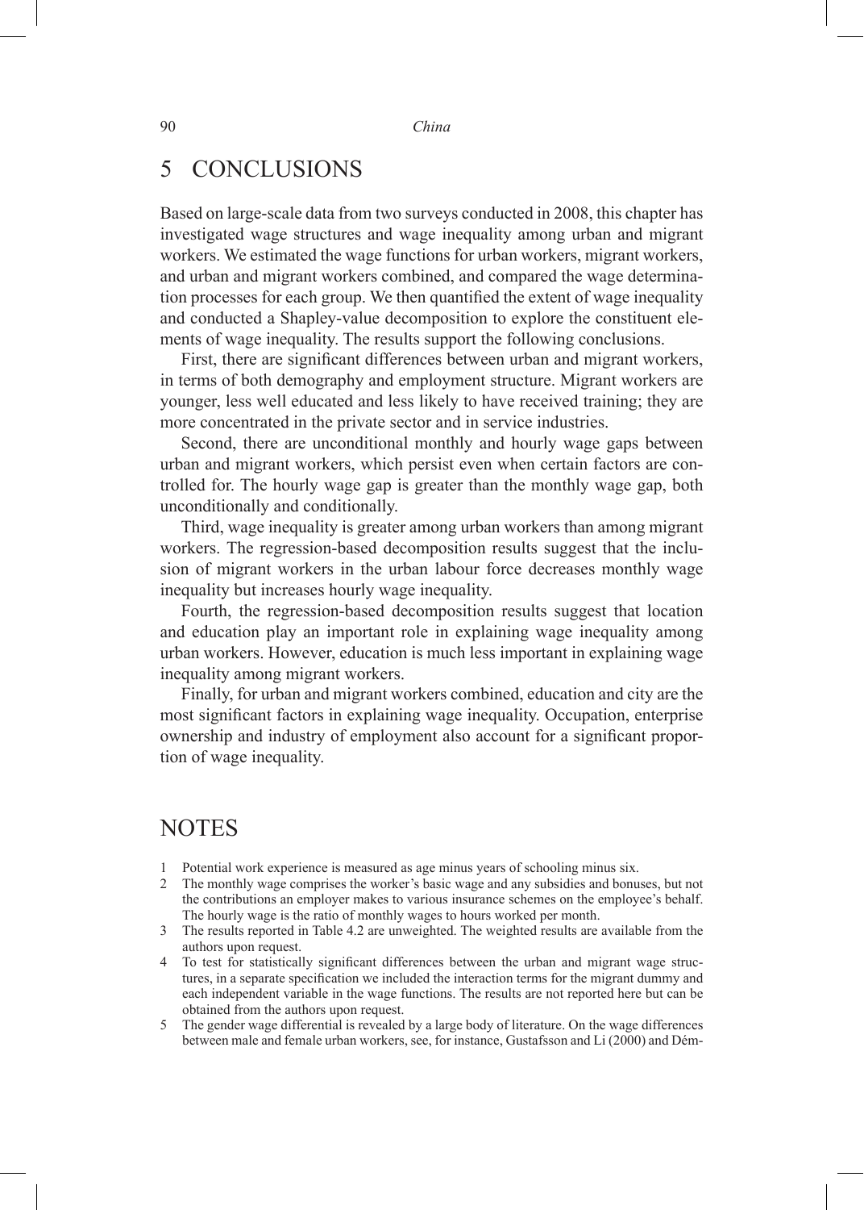## 5 CONCLUSIONS

Based on large-scale data from two surveys conducted in 2008, this chapter has investigated wage structures and wage inequality among urban and migrant workers. We estimated the wage functions for urban workers, migrant workers, and urban and migrant workers combined, and compared the wage determination processes for each group. We then quantified the extent of wage inequality and conducted a Shapley-value decomposition to explore the constituent elements of wage inequality. The results support the following conclusions.

First, there are significant differences between urban and migrant workers, in terms of both demography and employment structure. Migrant workers are younger, less well educated and less likely to have received training; they are more concentrated in the private sector and in service industries.

Second, there are unconditional monthly and hourly wage gaps between urban and migrant workers, which persist even when certain factors are controlled for. The hourly wage gap is greater than the monthly wage gap, both unconditionally and conditionally.

Third, wage inequality is greater among urban workers than among migrant workers. The regression-based decomposition results suggest that the inclusion of migrant workers in the urban labour force decreases monthly wage inequality but increases hourly wage inequality.

Fourth, the regression-based decomposition results suggest that location and education play an important role in explaining wage inequality among urban workers. However, education is much less important in explaining wage inequality among migrant workers.

Finally, for urban and migrant workers combined, education and city are the most significant factors in explaining wage inequality. Occupation, enterprise ownership and industry of employment also account for a significant proportion of wage inequality.

## NOTES

1 Potential work experience is measured as age minus years of schooling minus six.
2 The monthly wage comprises the worker's basic wage and any subsidies and bonuses, but not the contributions an employer makes to various insurance schemes on the employee's behalf. The hourly wage is the ratio of monthly wages to hours worked per month.
3 The results reported in Table 4.2 are unweighted. The weighted results are available from the authors upon request.
4 To test for statistically significant differences between the urban and migrant wage structures, in a separate specification we included the interaction terms for the migrant dummy and each independent variable in the wage functions. The results are not reported here but can be obtained from the authors upon request.
5 The gender wage differential is revealed by a large body of literature. On the wage differences between male and female urban workers, see, for instance, Gustafsson and Li (2000) and Dém-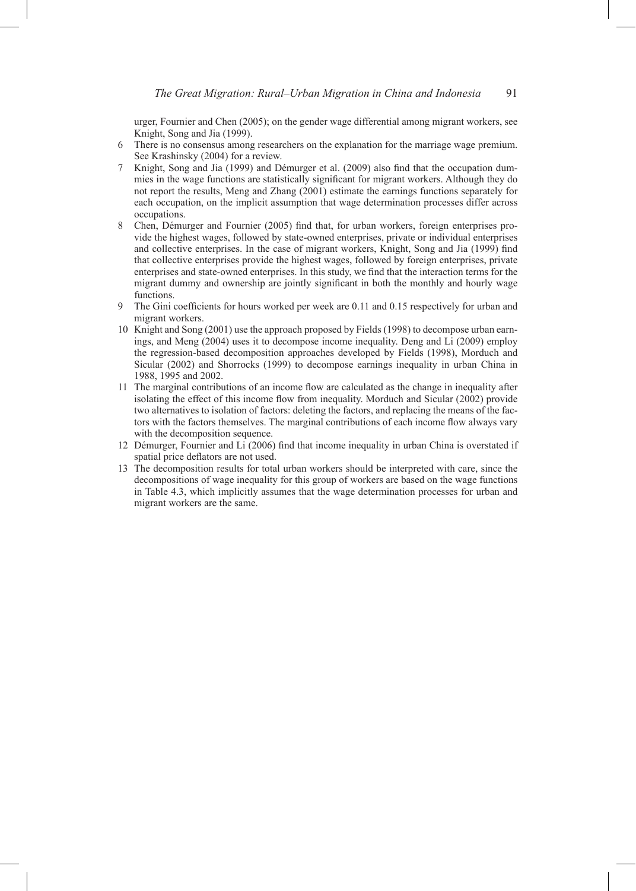urger, Fournier and Chen (2005); on the gender wage differential among migrant workers, see Knight, Song and Jia (1999).

6 There is no consensus among researchers on the explanation for the marriage wage premium. See Krashinsky (2004) for a review.

7 Knight, Song and Jia (1999) and Démurger et al. (2009) also find that the occupation dummies in the wage functions are statistically significant for migrant workers. Although they do not report the results, Meng and Zhang (2001) estimate the earnings functions separately for each occupation, on the implicit assumption that wage determination processes differ across occupations.

8 Chen, Démurger and Fournier (2005) find that, for urban workers, foreign enterprises provide the highest wages, followed by state-owned enterprises, private or individual enterprises and collective enterprises. In the case of migrant workers, Knight, Song and Jia (1999) find that collective enterprises provide the highest wages, followed by foreign enterprises, private enterprises and state-owned enterprises. In this study, we find that the interaction terms for the migrant dummy and ownership are jointly significant in both the monthly and hourly wage functions.

9 The Gini coefficients for hours worked per week are 0.11 and 0.15 respectively for urban and migrant workers.

10 Knight and Song (2001) use the approach proposed by Fields (1998) to decompose urban earnings, and Meng (2004) uses it to decompose income inequality. Deng and Li (2009) employ the regression-based decomposition approaches developed by Fields (1998), Morduch and Sicular (2002) and Shorrocks (1999) to decompose earnings inequality in urban China in 1988, 1995 and 2002.

11 The marginal contributions of an income flow are calculated as the change in inequality after isolating the effect of this income flow from inequality. Morduch and Sicular (2002) provide two alternatives to isolation of factors: deleting the factors, and replacing the means of the factors with the factors themselves. The marginal contributions of each income flow always vary with the decomposition sequence.

12 Démurger, Fournier and Li (2006) find that income inequality in urban China is overstated if spatial price deflators are not used.

13 The decomposition results for total urban workers should be interpreted with care, since the decompositions of wage inequality for this group of workers are based on the wage functions in Table 4.3, which implicitly assumes that the wage determination processes for urban and migrant workers are the same.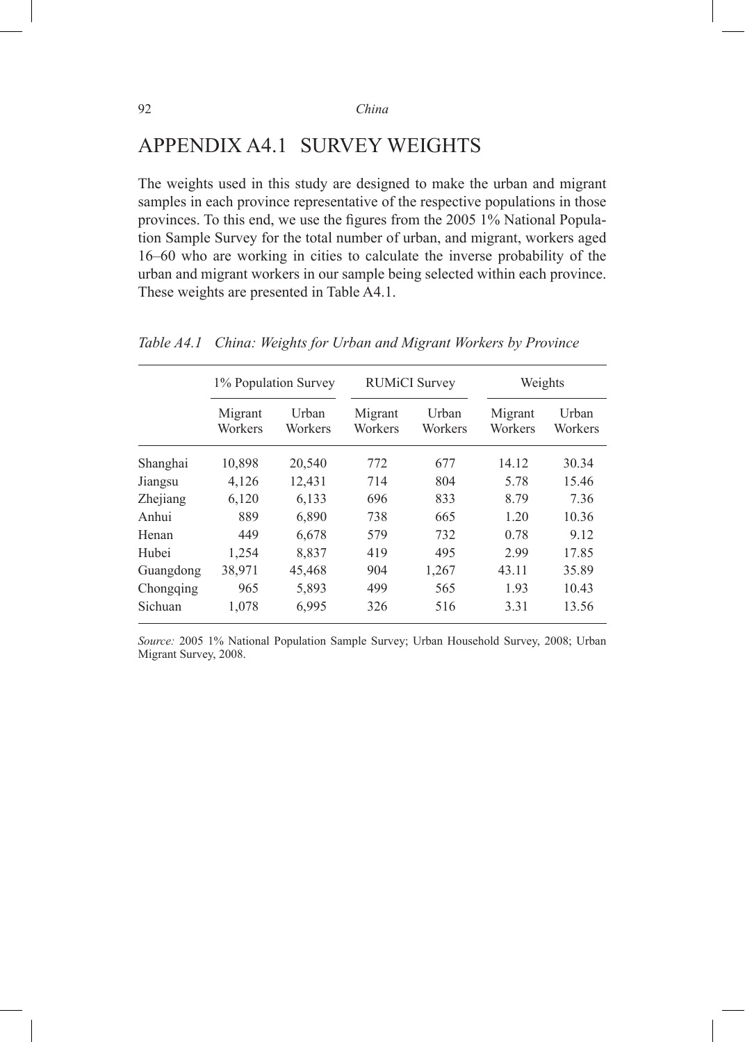## APPENDIX A4.1 SURVEY WEIGHTS

The weights used in this study are designed to make the urban and migrant samples in each province representative of the respective populations in those provinces. To this end, we use the figures from the 2005 1% National Population Sample Survey for the total number of urban, and migrant, workers aged 16–60 who are working in cities to calculate the inverse probability of the urban and migrant workers in our sample being selected within each province. These weights are presented in Table A4.1.

*Table A4.1 China: Weights for Urban and Migrant Workers by Province*

| | 1% Population Survey | | RUMiCI Survey | | Weights | |
|---|---|---|---|---|---|---|
| | Migrant Workers | Urban Workers | Migrant Workers | Urban Workers | Migrant Workers | Urban Workers |
| Shanghai | 10,898 | 20,540 | 772 | 677 | 14.12 | 30.34 |
| Jiangsu | 4,126 | 12,431 | 714 | 804 | 5.78 | 15.46 |
| Zhejiang | 6,120 | 6,133 | 696 | 833 | 8.79 | 7.36 |
| Anhui | 889 | 6,890 | 738 | 665 | 1.20 | 10.36 |
| Henan | 449 | 6,678 | 579 | 732 | 0.78 | 9.12 |
| Hubei | 1,254 | 8,837 | 419 | 495 | 2.99 | 17.85 |
| Guangdong | 38,971 | 45,468 | 904 | 1,267 | 43.11 | 35.89 |
| Chongqing | 965 | 5,893 | 499 | 565 | 1.93 | 10.43 |
| Sichuan | 1,078 | 6,995 | 326 | 516 | 3.31 | 13.56 |

*Source:* 2005 1% National Population Sample Survey; Urban Household Survey, 2008; Urban Migrant Survey, 2008.